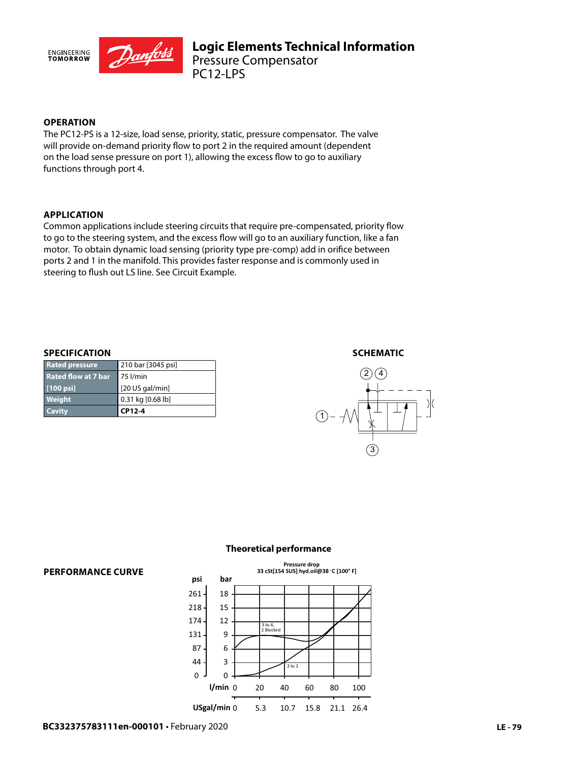# Logic Elements Technical Information

## Pressure Compensator PC12-LPS

### OPERATION

The PC12-PS is a 12-size, load sense, priority, static, pressure compensator. The valve will provide on-demand priority flow to port 2 in the required amount (dependent on the load sense pressure on port 1), allowing the excess flow to go to auxiliary functions through port 4.

### APPLICATION

Common applications include steering circuits that require pre-compensated, priority flow to go to the steering system, and the excess flow will go to an auxiliary function, like a fan motor. To obtain dynamic load sensing (priority type pre-comp) add in orifice between ports 2 and 1 in the manifold. This provides faster response and is commonly used in steering to flush out LS line. See Circuit Example.

### SPECIFICATION

| | |
|---|---|
| **Rated pressure** | 210 bar [3045 psi] |
| **Rated flow at 7 bar [100 psi]** | 75 l/min [20 US gal/min] |
| **Weight** | 0.31 kg [0.68 lb] |
| **Cavity** | **CP12-4** |

### SCHEMATIC

### PERFORMANCE CURVE

**Theoretical performance**

Pressure drop
33 cSt[154 SUS] hyd.oil@38°C [100° F]

psi: 0, 44, 87, 131, 174, 218, 261
bar: 0, 3, 6, 9, 12, 15, 18
l/min: 0, 20, 40, 60, 80, 100
USgal/min: 0, 5.3, 10.7, 15.8, 21.1, 26.4

Curves: 3 to 4, 2 Blocked; 3 to 2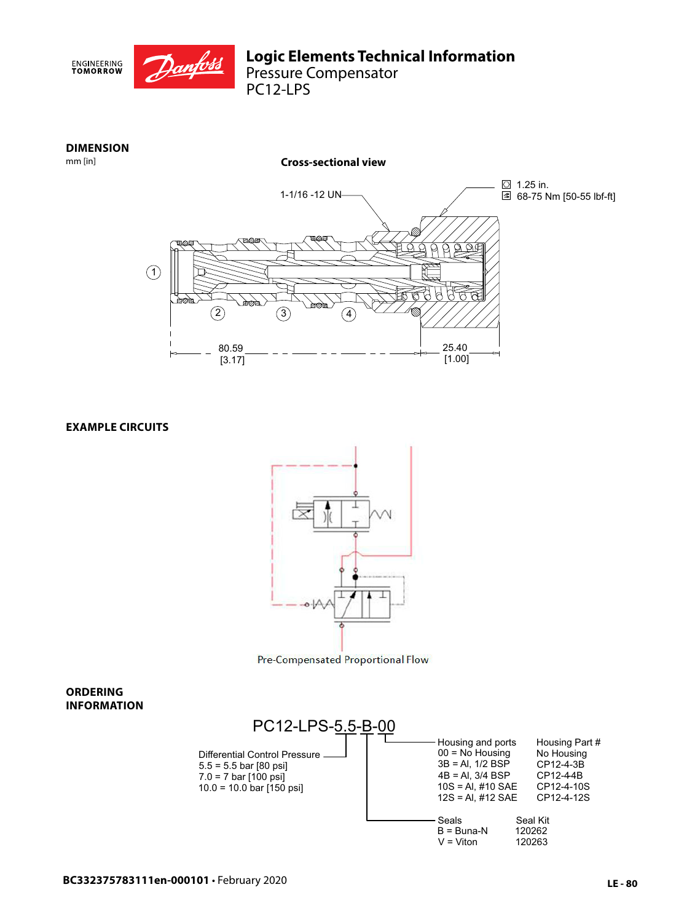# Logic Elements Technical Information
## Pressure Compensator
## PC12-LPS

### DIMENSION

mm [in]

**Cross-sectional view**

1-1/16 -12 UN

1.25 in.

68-75 Nm [50-55 lbf-ft]

1

2

3

4

80.59
[3.17]

25.40
[1.00]

### EXAMPLE CIRCUITS

Pre-Compensated Proportional Flow

### ORDERING INFORMATION

PC12-LPS-5.5-B-00

Differential Control Pressure
5.5 = 5.5 bar [80 psi]
7.0 = 7 bar [100 psi]
10.0 = 10.0 bar [150 psi]

| Housing and ports | Housing Part # |
|---|---|
| 00 = No Housing | No Housing |
| 3B = Al, 1/2 BSP | CP12-4-3B |
| 4B = Al, 3/4 BSP | CP12-44B |
| 10S = Al, #10 SAE | CP12-4-10S |
| 12S = Al, #12 SAE | CP12-4-12S |

| Seals | Seal Kit |
|---|---|
| B = Buna-N | 120262 |
| V = Viton | 120263 |

**BC332375783111en-000101** • February 2020